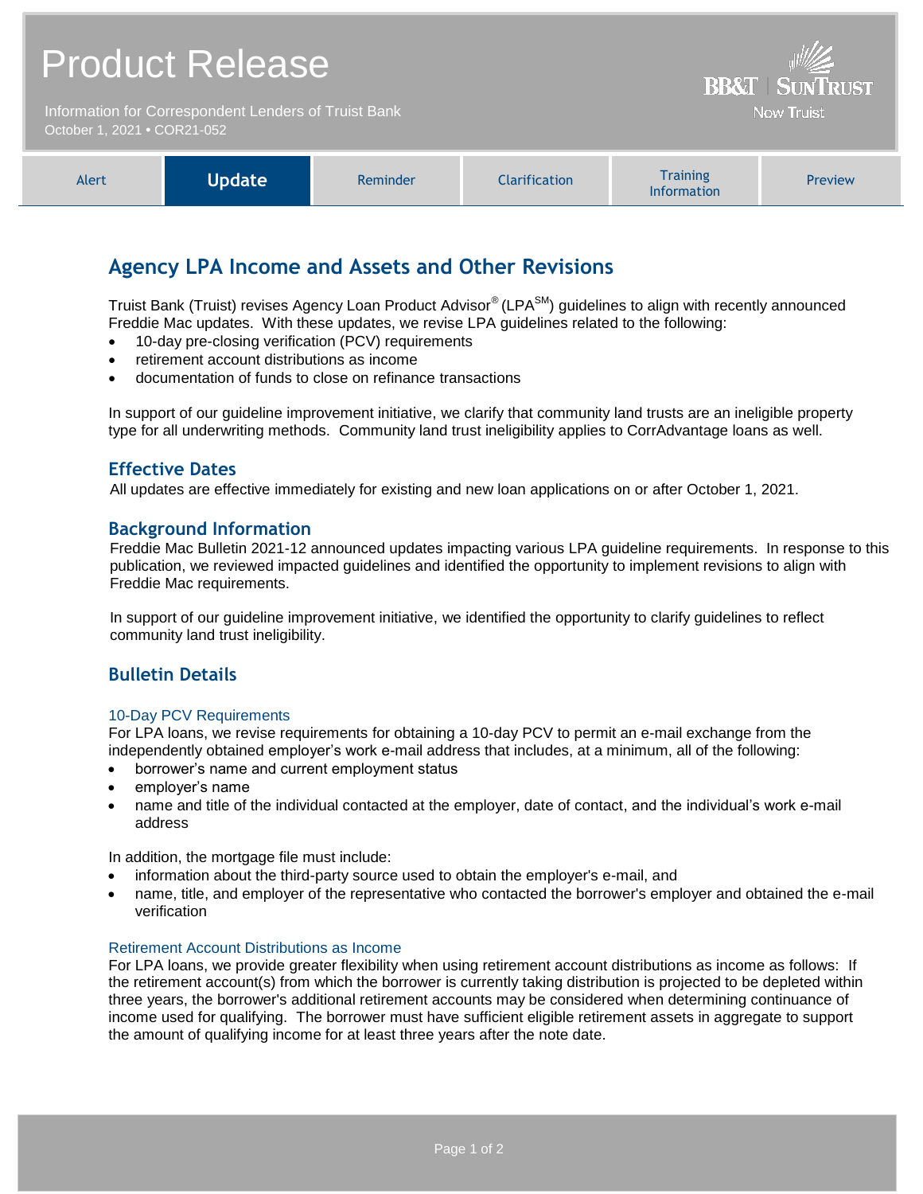# Product Release

Information for Correspondent Lenders of Truist Bank
October 1, 2021 • COR21-052

BB&T | SunTrust
Now Truist

| Alert | **Update** | Reminder | Clarification | Training Information | Preview |
|---|---|---|---|---|---|

## Agency LPA Income and Assets and Other Revisions

Truist Bank (Truist) revises Agency Loan Product Advisor® (LPA℠) guidelines to align with recently announced Freddie Mac updates. With these updates, we revise LPA guidelines related to the following:

- 10-day pre-closing verification (PCV) requirements
- retirement account distributions as income
- documentation of funds to close on refinance transactions

In support of our guideline improvement initiative, we clarify that community land trusts are an ineligible property type for all underwriting methods. Community land trust ineligibility applies to CorrAdvantage loans as well.

### Effective Dates

All updates are effective immediately for existing and new loan applications on or after October 1, 2021.

### Background Information

Freddie Mac Bulletin 2021-12 announced updates impacting various LPA guideline requirements. In response to this publication, we reviewed impacted guidelines and identified the opportunity to implement revisions to align with Freddie Mac requirements.

In support of our guideline improvement initiative, we identified the opportunity to clarify guidelines to reflect community land trust ineligibility.

### Bulletin Details

#### 10-Day PCV Requirements

For LPA loans, we revise requirements for obtaining a 10-day PCV to permit an e-mail exchange from the independently obtained employer's work e-mail address that includes, at a minimum, all of the following:

- borrower's name and current employment status
- employer's name
- name and title of the individual contacted at the employer, date of contact, and the individual's work e-mail address

In addition, the mortgage file must include:

- information about the third-party source used to obtain the employer's e-mail, and
- name, title, and employer of the representative who contacted the borrower's employer and obtained the e-mail verification

#### Retirement Account Distributions as Income

For LPA loans, we provide greater flexibility when using retirement account distributions as income as follows: If the retirement account(s) from which the borrower is currently taking distribution is projected to be depleted within three years, the borrower's additional retirement accounts may be considered when determining continuance of income used for qualifying. The borrower must have sufficient eligible retirement assets in aggregate to support the amount of qualifying income for at least three years after the note date.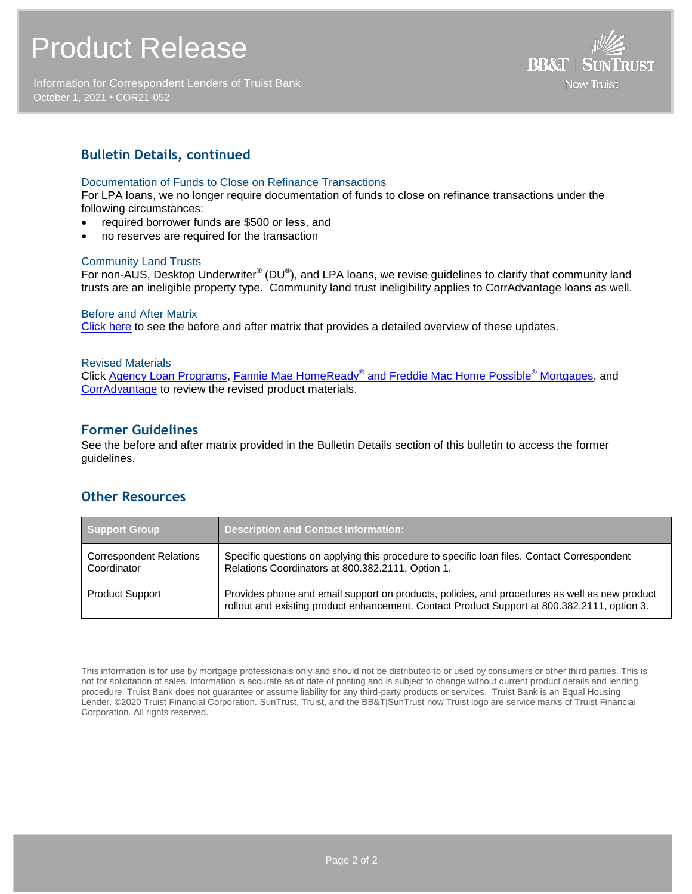# Product Release

Information for Correspondent Lenders of Truist Bank
October 1, 2021 • COR21-052

## Bulletin Details, continued

### Documentation of Funds to Close on Refinance Transactions

For LPA loans, we no longer require documentation of funds to close on refinance transactions under the following circumstances:

- required borrower funds are $500 or less, and
- no reserves are required for the transaction

### Community Land Trusts

For non-AUS, Desktop Underwriter® (DU®), and LPA loans, we revise guidelines to clarify that community land trusts are an ineligible property type. Community land trust ineligibility applies to CorrAdvantage loans as well.

### Before and After Matrix

Click here to see the before and after matrix that provides a detailed overview of these updates.

### Revised Materials

Click Agency Loan Programs, Fannie Mae HomeReady® and Freddie Mac Home Possible® Mortgages, and CorrAdvantage to review the revised product materials.

## Former Guidelines

See the before and after matrix provided in the Bulletin Details section of this bulletin to access the former guidelines.

## Other Resources

| Support Group | Description and Contact Information: |
|---|---|
| Correspondent Relations Coordinator | Specific questions on applying this procedure to specific loan files. Contact Correspondent Relations Coordinators at 800.382.2111, Option 1. |
| Product Support | Provides phone and email support on products, policies, and procedures as well as new product rollout and existing product enhancement. Contact Product Support at 800.382.2111, option 3. |

This information is for use by mortgage professionals only and should not be distributed to or used by consumers or other third parties. This is not for solicitation of sales. Information is accurate as of date of posting and is subject to change without current product details and lending procedure. Truist Bank does not guarantee or assume liability for any third-party products or services. Truist Bank is an Equal Housing Lender. ©2020 Truist Financial Corporation. SunTrust, Truist, and the BB&T|SunTrust now Truist logo are service marks of Truist Financial Corporation. All rights reserved.